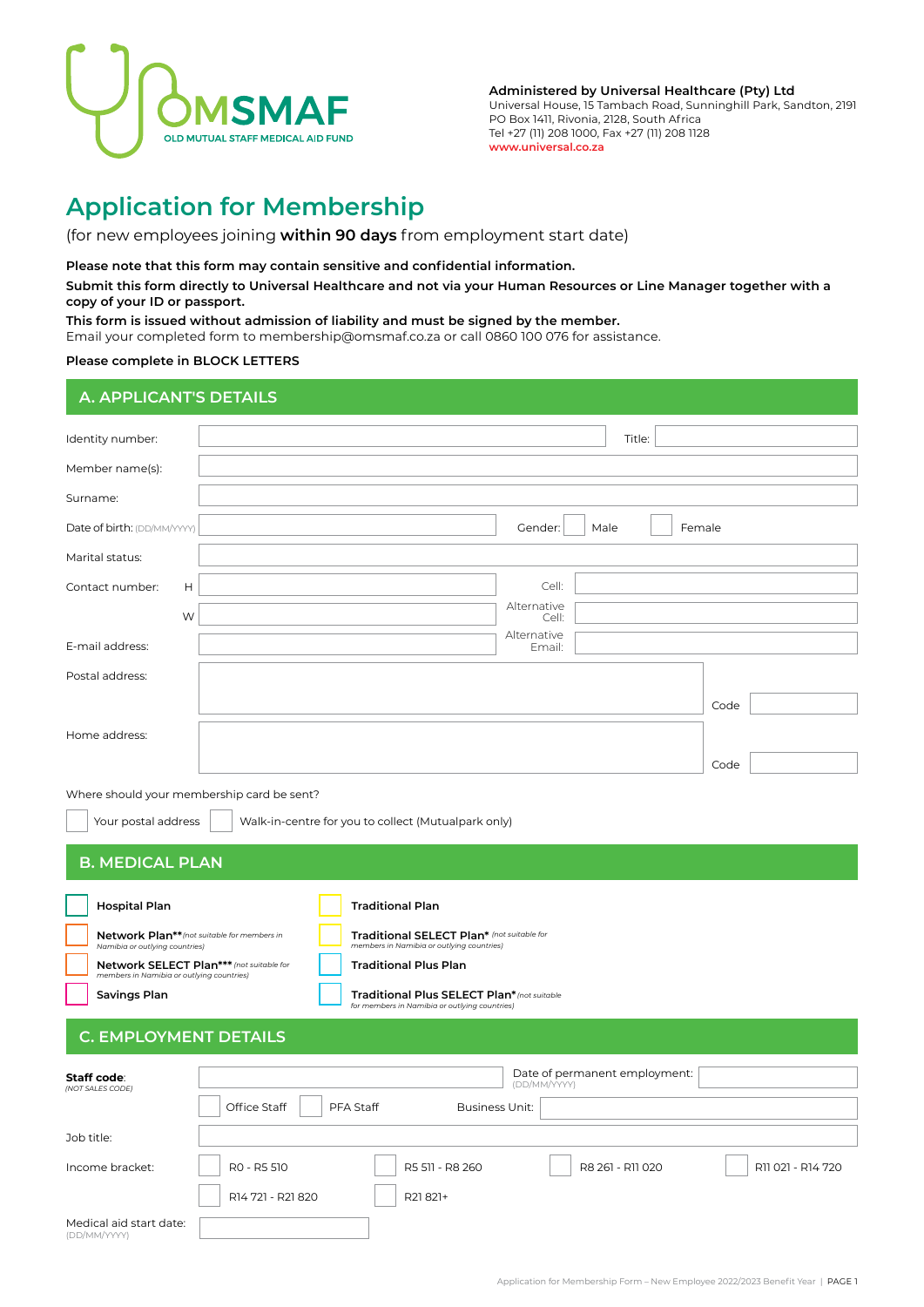OMSMAF
OLD MUTUAL STAFF MEDICAL AID FUND

**Administered by Universal Healthcare (Pty) Ltd**
Universal House, 15 Tambach Road, Sunninghill Park, Sandton, 2191
PO Box 1411, Rivonia, 2128, South Africa
Tel +27 (11) 208 1000, Fax +27 (11) 208 1128
www.universal.co.za

# Application for Membership

(for new employees joining **within 90 days** from employment start date)

**Please note that this form may contain sensitive and confidential information.**

**Submit this form directly to Universal Healthcare and not via your Human Resources or Line Manager together with a copy of your ID or passport.**

**This form is issued without admission of liability and must be signed by the member.**
Email your completed form to membership@omsmaf.co.za or call 0860 100 076 for assistance.

**Please complete in BLOCK LETTERS**

## A. APPLICANT'S DETAILS

Identity number: ______________________ Title: __________

Member name(s): ______________________

Surname: ______________________

Date of birth: (DD/MM/YYYY) ______________________ Gender: ☐ Male ☐ Female

Marital status: ______________________

Contact number: H ______________________ Cell: ______________________

W ______________________ Alternative Cell: ______________________

E-mail address: ______________________ Alternative Email: ______________________

Postal address: ______________________ Code __________

Home address: ______________________ Code __________

Where should your membership card be sent?

☐ Your postal address ☐ Walk-in-centre for you to collect (Mutualpark only)

## B. MEDICAL PLAN

☐ **Hospital Plan**

☐ **Network Plan**** *(not suitable for members in Namibia or outlying countries)*

☐ **Network SELECT Plan***** *(not suitable for members in Namibia or outlying countries)*

☐ **Savings Plan**

☐ **Traditional Plan**

☐ **Traditional SELECT Plan*** *(not suitable for members in Namibia or outlying countries)*

☐ **Traditional Plus Plan**

☐ **Traditional Plus SELECT Plan*** *(not suitable for members in Namibia or outlying countries)*

## C. EMPLOYMENT DETAILS

**Staff code**: *(NOT SALES CODE)* ______________________ Date of permanent employment: (DD/MM/YYYY) __________

☐ Office Staff ☐ PFA Staff Business Unit: ______________________

Job title: ______________________

Income bracket:

☐ R0 - R5 510 ☐ R5 511 - R8 260 ☐ R8 261 - R11 020 ☐ R11 021 - R14 720

☐ R14 721 - R21 820 ☐ R21 821+

Medical aid start date: (DD/MM/YYYY) __________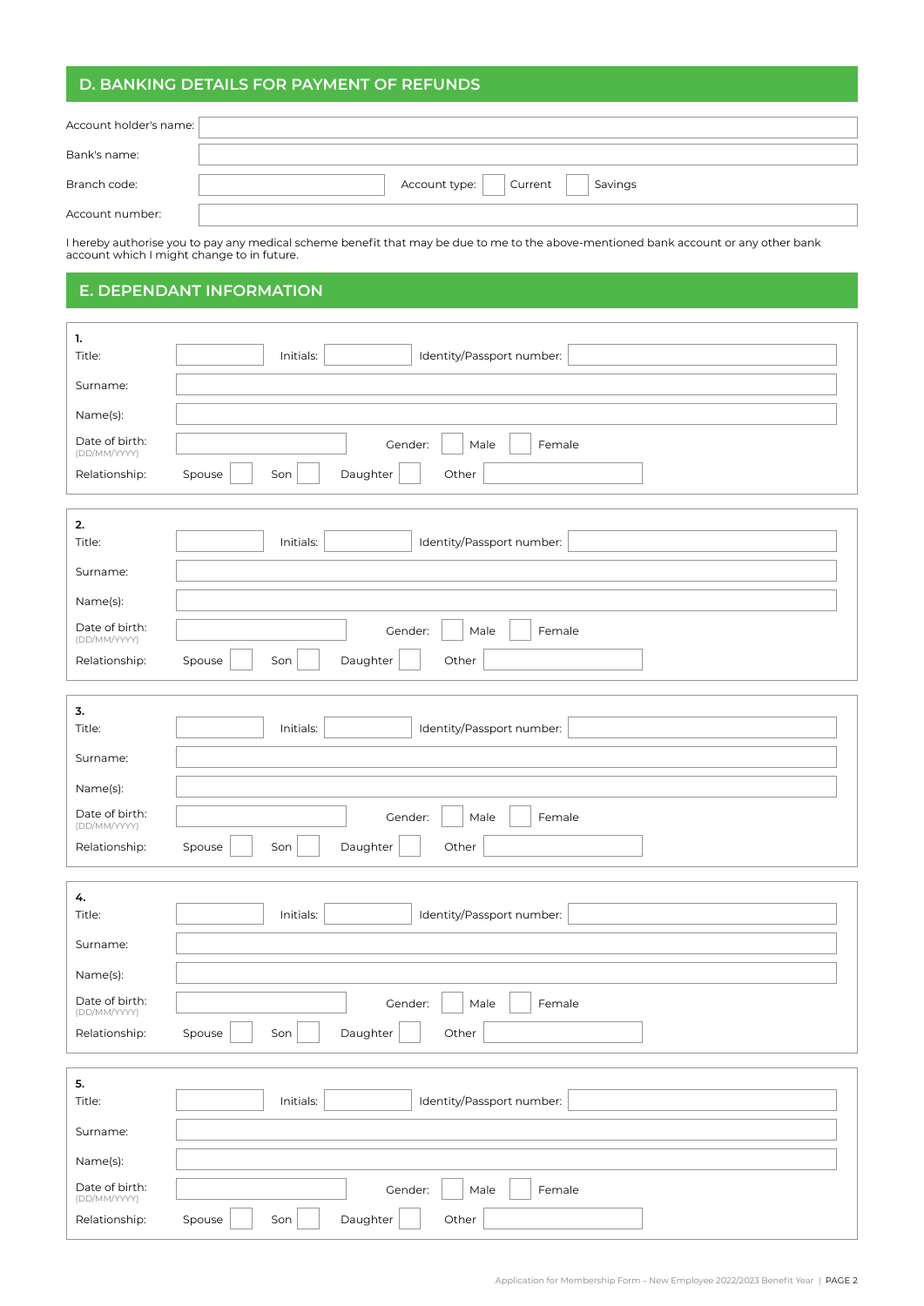## D. BANKING DETAILS FOR PAYMENT OF REFUNDS

Account holder's name:

Bank's name:

Branch code: Account type: ☐ Current ☐ Savings

Account number:

I hereby authorise you to pay any medical scheme benefit that may be due to me to the above-mentioned bank account or any other bank account which I might change to in future.

## E. DEPENDANT INFORMATION

**1.**

Title: Initials: Identity/Passport number:

Surname:

Name(s):

Date of birth: (DD/MM/YYYY) Gender: ☐ Male ☐ Female

Relationship: Spouse ☐ Son ☐ Daughter ☐ Other

**2.**

Title: Initials: Identity/Passport number:

Surname:

Name(s):

Date of birth: (DD/MM/YYYY) Gender: ☐ Male ☐ Female

Relationship: Spouse ☐ Son ☐ Daughter ☐ Other

**3.**

Title: Initials: Identity/Passport number:

Surname:

Name(s):

Date of birth: (DD/MM/YYYY) Gender: ☐ Male ☐ Female

Relationship: Spouse ☐ Son ☐ Daughter ☐ Other

**4.**

Title: Initials: Identity/Passport number:

Surname:

Name(s):

Date of birth: (DD/MM/YYYY) Gender: ☐ Male ☐ Female

Relationship: Spouse ☐ Son ☐ Daughter ☐ Other

**5.**

Title: Initials: Identity/Passport number:

Surname:

Name(s):

Date of birth: (DD/MM/YYYY) Gender: ☐ Male ☐ Female

Relationship: Spouse ☐ Son ☐ Daughter ☐ Other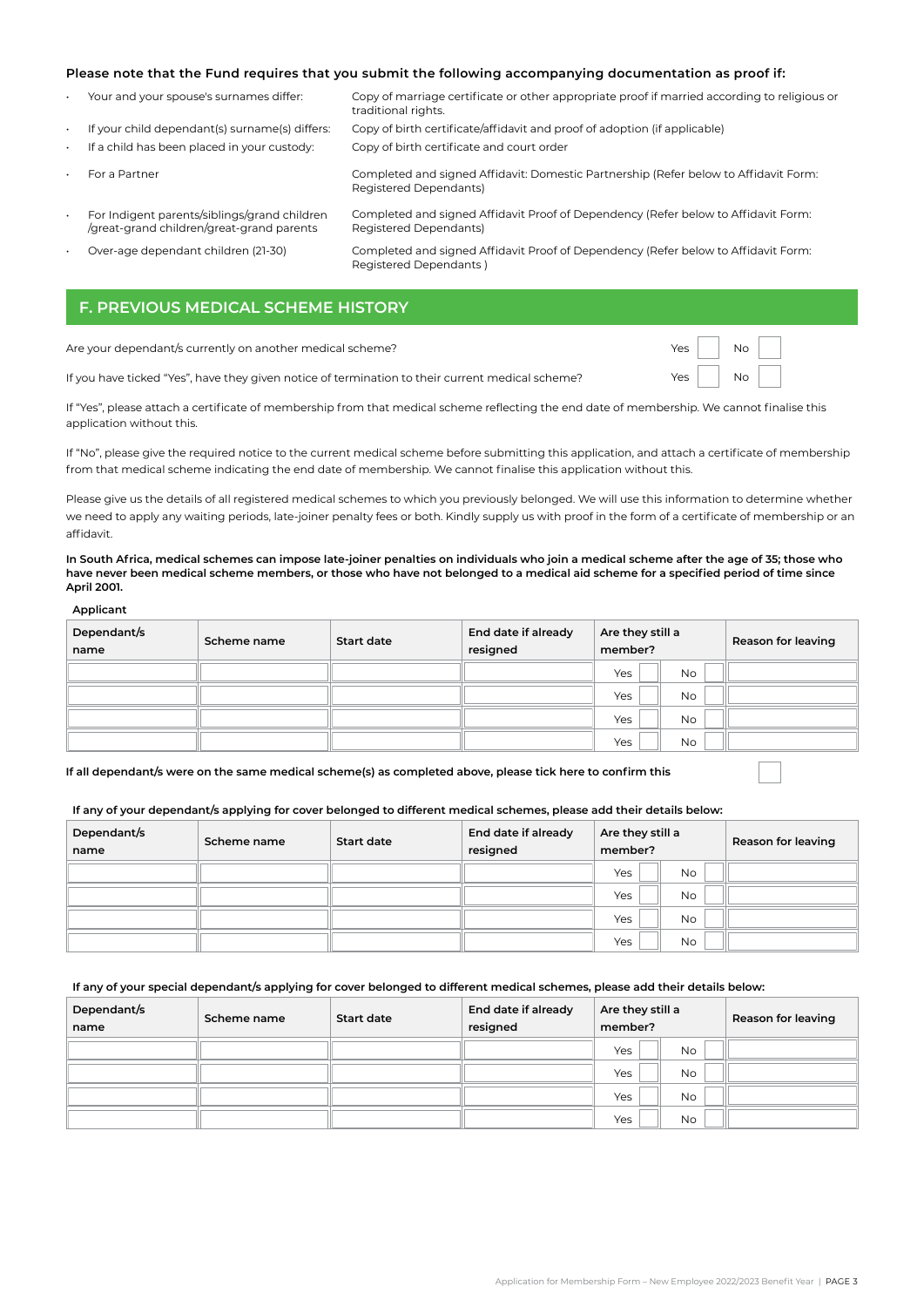**Please note that the Fund requires that you submit the following accompanying documentation as proof if:**

- Your and your spouse's surnames differ: Copy of marriage certificate or other appropriate proof if married according to religious or traditional rights.
- If your child dependant(s) surname(s) differs: Copy of birth certificate/affidavit and proof of adoption (if applicable)
- If a child has been placed in your custody: Copy of birth certificate and court order
- For a Partner: Completed and signed Affidavit: Domestic Partnership (Refer below to Affidavit Form: Registered Dependants)
- For Indigent parents/siblings/grand children /great-grand children/great-grand parents: Completed and signed Affidavit Proof of Dependency (Refer below to Affidavit Form: Registered Dependants)
- Over-age dependant children (21-30): Completed and signed Affidavit Proof of Dependency (Refer below to Affidavit Form: Registered Dependants )

## F. PREVIOUS MEDICAL SCHEME HISTORY

Are your dependant/s currently on another medical scheme? Yes ☐ No ☐

If you have ticked "Yes", have they given notice of termination to their current medical scheme? Yes ☐ No ☐

If "Yes", please attach a certificate of membership from that medical scheme reflecting the end date of membership. We cannot finalise this application without this.

If "No", please give the required notice to the current medical scheme before submitting this application, and attach a certificate of membership from that medical scheme indicating the end date of membership. We cannot finalise this application without this.

Please give us the details of all registered medical schemes to which you previously belonged. We will use this information to determine whether we need to apply any waiting periods, late-joiner penalty fees or both. Kindly supply us with proof in the form of a certificate of membership or an affidavit.

**In South Africa, medical schemes can impose late-joiner penalties on individuals who join a medical scheme after the age of 35; those who have never been medical scheme members, or those who have not belonged to a medical aid scheme for a specified period of time since April 2001.**

**Applicant**

| Dependant/s name | Scheme name | Start date | End date if already resigned | Are they still a member? | Reason for leaving |
|---|---|---|---|---|---|
| | | | | Yes ☐ No ☐ | |
| | | | | Yes ☐ No ☐ | |
| | | | | Yes ☐ No ☐ | |
| | | | | Yes ☐ No ☐ | |

**If all dependant/s were on the same medical scheme(s) as completed above, please tick here to confirm this** ☐

**If any of your dependant/s applying for cover belonged to different medical schemes, please add their details below:**

| Dependant/s name | Scheme name | Start date | End date if already resigned | Are they still a member? | Reason for leaving |
|---|---|---|---|---|---|
| | | | | Yes ☐ No ☐ | |
| | | | | Yes ☐ No ☐ | |
| | | | | Yes ☐ No ☐ | |
| | | | | Yes ☐ No ☐ | |

**If any of your special dependant/s applying for cover belonged to different medical schemes, please add their details below:**

| Dependant/s name | Scheme name | Start date | End date if already resigned | Are they still a member? | Reason for leaving |
|---|---|---|---|---|---|
| | | | | Yes ☐ No ☐ | |
| | | | | Yes ☐ No ☐ | |
| | | | | Yes ☐ No ☐ | |
| | | | | Yes ☐ No ☐ | |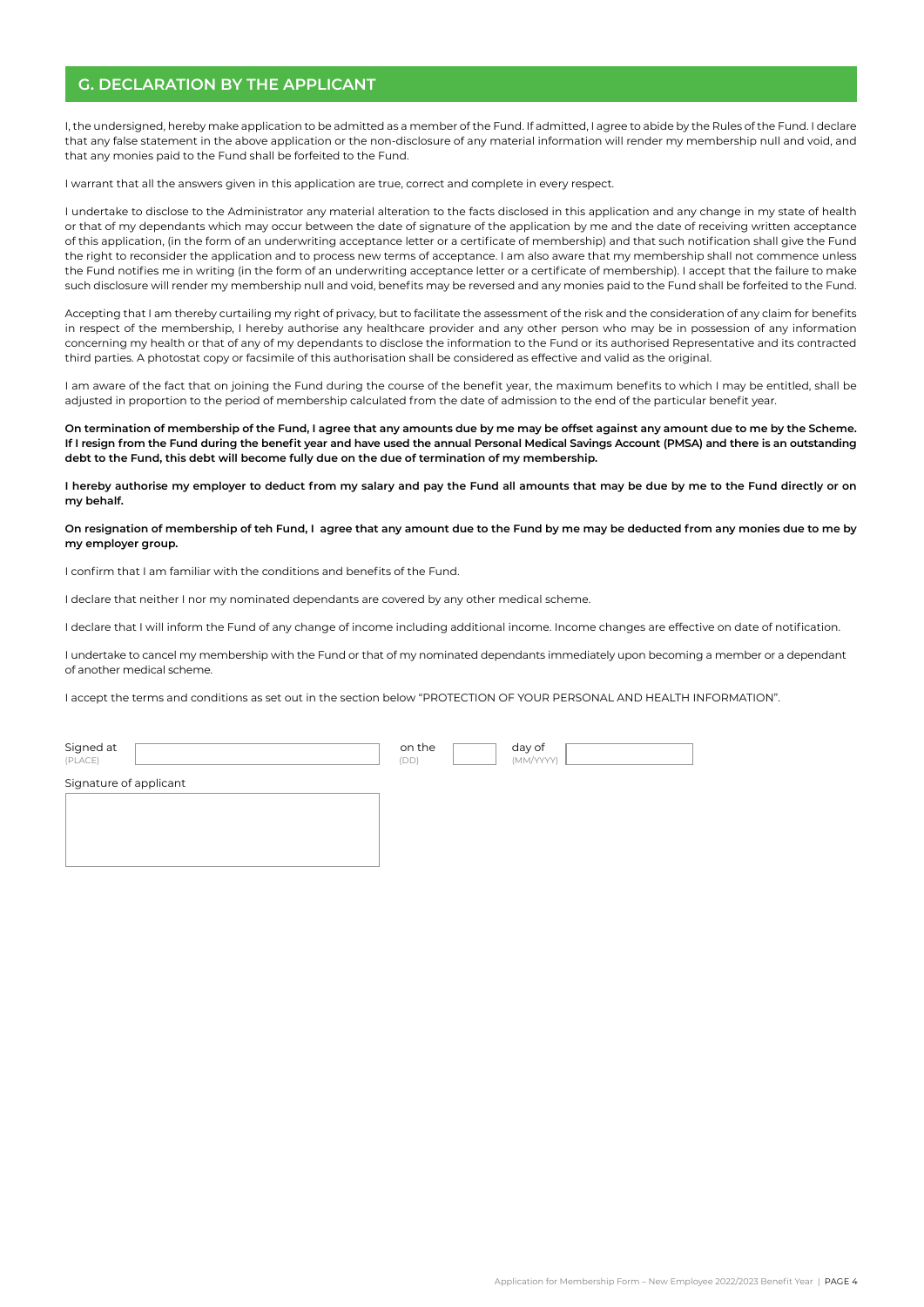## G. DECLARATION BY THE APPLICANT

I, the undersigned, hereby make application to be admitted as a member of the Fund. If admitted, I agree to abide by the Rules of the Fund. I declare that any false statement in the above application or the non-disclosure of any material information will render my membership null and void, and that any monies paid to the Fund shall be forfeited to the Fund.

I warrant that all the answers given in this application are true, correct and complete in every respect.

I undertake to disclose to the Administrator any material alteration to the facts disclosed in this application and any change in my state of health or that of my dependants which may occur between the date of signature of the application by me and the date of receiving written acceptance of this application, (in the form of an underwriting acceptance letter or a certificate of membership) and that such notification shall give the Fund the right to reconsider the application and to process new terms of acceptance. I am also aware that my membership shall not commence unless the Fund notifies me in writing (in the form of an underwriting acceptance letter or a certificate of membership). I accept that the failure to make such disclosure will render my membership null and void, benefits may be reversed and any monies paid to the Fund shall be forfeited to the Fund.

Accepting that I am thereby curtailing my right of privacy, but to facilitate the assessment of the risk and the consideration of any claim for benefits in respect of the membership, I hereby authorise any healthcare provider and any other person who may be in possession of any information concerning my health or that of any of my dependants to disclose the information to the Fund or its authorised Representative and its contracted third parties. A photostat copy or facsimile of this authorisation shall be considered as effective and valid as the original.

I am aware of the fact that on joining the Fund during the course of the benefit year, the maximum benefits to which I may be entitled, shall be adjusted in proportion to the period of membership calculated from the date of admission to the end of the particular benefit year.

**On termination of membership of the Fund, I agree that any amounts due by me may be offset against any amount due to me by the Scheme. If I resign from the Fund during the benefit year and have used the annual Personal Medical Savings Account (PMSA) and there is an outstanding debt to the Fund, this debt will become fully due on the due of termination of my membership.**

**I hereby authorise my employer to deduct from my salary and pay the Fund all amounts that may be due by me to the Fund directly or on my behalf.**

**On resignation of membership of teh Fund, I agree that any amount due to the Fund by me may be deducted from any monies due to me by my employer group.**

I confirm that I am familiar with the conditions and benefits of the Fund.

I declare that neither I nor my nominated dependants are covered by any other medical scheme.

I declare that I will inform the Fund of any change of income including additional income. Income changes are effective on date of notification.

I undertake to cancel my membership with the Fund or that of my nominated dependants immediately upon becoming a member or a dependant of another medical scheme.

I accept the terms and conditions as set out in the section below "PROTECTION OF YOUR PERSONAL AND HEALTH INFORMATION".

Signed at (PLACE) ____________________ on the (DD) ______ day of (MM/YYYY) ____________________

Signature of applicant

____________________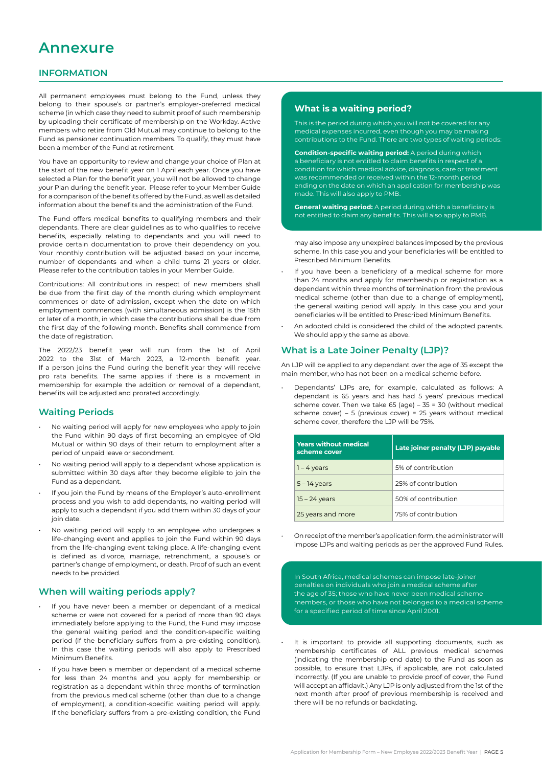# Annexure

## INFORMATION

All permanent employees must belong to the Fund, unless they belong to their spouse's or partner's employer-preferred medical scheme (in which case they need to submit proof of such membership by uploading their certificate of membership on the Workday. Active members who retire from Old Mutual may continue to belong to the Fund as pensioner continuation members. To qualify, they must have been a member of the Fund at retirement.

You have an opportunity to review and change your choice of Plan at the start of the new benefit year on 1 April each year. Once you have selected a Plan for the benefit year, you will not be allowed to change your Plan during the benefit year. Please refer to your Member Guide for a comparison of the benefits offered by the Fund, as well as detailed information about the benefits and the administration of the Fund.

The Fund offers medical benefits to qualifying members and their dependants. There are clear guidelines as to who qualifies to receive benefits, especially relating to dependants and you will need to provide certain documentation to prove their dependency on you. Your monthly contribution will be adjusted based on your income, number of dependants and when a child turns 21 years or older. Please refer to the contribution tables in your Member Guide.

Contributions: All contributions in respect of new members shall be due from the first day of the month during which employment commences or date of admission, except when the date on which employment commences (with simultaneous admission) is the 15th or later of a month, in which case the contributions shall be due from the first day of the following month. Benefits shall commence from the date of registration.

The 2022/23 benefit year will run from the 1st of April 2022 to the 31st of March 2023, a 12-month benefit year. If a person joins the Fund during the benefit year they will receive pro rata benefits. The same applies if there is a movement in membership for example the addition or removal of a dependant, benefits will be adjusted and prorated accordingly.

### Waiting Periods

- No waiting period will apply for new employees who apply to join the Fund within 90 days of first becoming an employee of Old Mutual or within 90 days of their return to employment after a period of unpaid leave or secondment.
- No waiting period will apply to a dependant whose application is submitted within 30 days after they become eligible to join the Fund as a dependant.
- If you join the Fund by means of the Employer's auto-enrollment process and you wish to add dependants, no waiting period will apply to such a dependant if you add them within 30 days of your join date.
- No waiting period will apply to an employee who undergoes a life-changing event and applies to join the Fund within 90 days from the life-changing event taking place. A life-changing event is defined as divorce, marriage, retrenchment, a spouse's or partner's change of employment, or death. Proof of such an event needs to be provided.

### When will waiting periods apply?

- If you have never been a member or dependant of a medical scheme or were not covered for a period of more than 90 days immediately before applying to the Fund, the Fund may impose the general waiting period and the condition-specific waiting period (if the beneficiary suffers from a pre-existing condition). In this case the waiting periods will also apply to Prescribed Minimum Benefits.
- If you have been a member or dependant of a medical scheme for less than 24 months and you apply for membership or registration as a dependant within three months of termination from the previous medical scheme (other than due to a change of employment), a condition-specific waiting period will apply. If the beneficiary suffers from a pre-existing condition, the Fund may also impose any unexpired balances imposed by the previous scheme. In this case you and your beneficiaries will be entitled to Prescribed Minimum Benefits.
- If you have been a beneficiary of a medical scheme for more than 24 months and apply for membership or registration as a dependant within three months of termination from the previous medical scheme (other than due to a change of employment), the general waiting period will apply. In this case you and your beneficiaries will be entitled to Prescribed Minimum Benefits.
- An adopted child is considered the child of the adopted parents. We should apply the same as above.

### What is a waiting period?

This is the period during which you will not be covered for any medical expenses incurred, even though you may be making contributions to the Fund. There are two types of waiting periods:

**Condition-specific waiting period:** A period during which a beneficiary is not entitled to claim benefits in respect of a condition for which medical advice, diagnosis, care or treatment was recommended or received within the 12-month period ending on the date on which an application for membership was made. This will also apply to PMB.

**General waiting period:** A period during which a beneficiary is not entitled to claim any benefits. This will also apply to PMB.

### What is a Late Joiner Penalty (LJP)?

An LJP will be applied to any dependant over the age of 35 except the main member, who has not been on a medical scheme before.

- Dependants' LJPs are, for example, calculated as follows: A dependant is 65 years and has had 5 years' previous medical scheme cover. Then we take 65 (age) – 35 = 30 (without medical scheme cover) – 5 (previous cover) = 25 years without medical scheme cover, therefore the LJP will be 75%.

| Years without medical scheme cover | Late joiner penalty (LJP) payable |
|---|---|
| 1 – 4 years | 5% of contribution |
| 5 – 14 years | 25% of contribution |
| 15 – 24 years | 50% of contribution |
| 25 years and more | 75% of contribution |

- On receipt of the member's application form, the administrator will impose LJPs and waiting periods as per the approved Fund Rules.

In South Africa, medical schemes can impose late-joiner penalties on individuals who join a medical scheme after the age of 35; those who have never been medical scheme members, or those who have not belonged to a medical scheme for a specified period of time since April 2001.

- It is important to provide all supporting documents, such as membership certificates of ALL previous medical schemes (indicating the membership end date) to the Fund as soon as possible, to ensure that LJPs, if applicable, are not calculated incorrectly. (If you are unable to provide proof of cover, the Fund will accept an affidavit.) Any LJP is only adjusted from the 1st of the next month after proof of previous membership is received and there will be no refunds or backdating.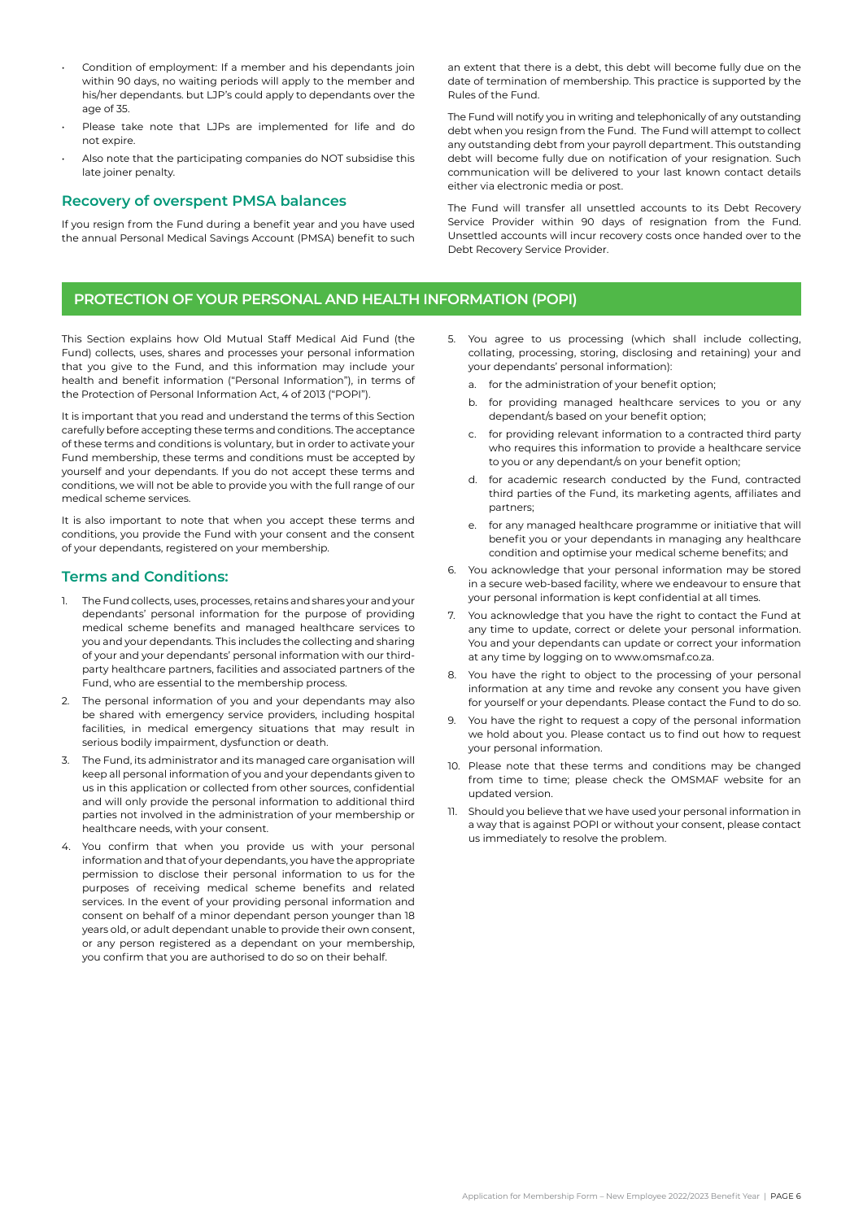- Condition of employment: If a member and his dependants join within 90 days, no waiting periods will apply to the member and his/her dependants. but LJP's could apply to dependants over the age of 35.
- Please take note that LJPs are implemented for life and do not expire.
- Also note that the participating companies do NOT subsidise this late joiner penalty.

### Recovery of overspent PMSA balances

If you resign from the Fund during a benefit year and you have used the annual Personal Medical Savings Account (PMSA) benefit to such an extent that there is a debt, this debt will become fully due on the date of termination of membership. This practice is supported by the Rules of the Fund.

The Fund will notify you in writing and telephonically of any outstanding debt when you resign from the Fund. The Fund will attempt to collect any outstanding debt from your payroll department. This outstanding debt will become fully due on notification of your resignation. Such communication will be delivered to your last known contact details either via electronic media or post.

The Fund will transfer all unsettled accounts to its Debt Recovery Service Provider within 90 days of resignation from the Fund. Unsettled accounts will incur recovery costs once handed over to the Debt Recovery Service Provider.

## PROTECTION OF YOUR PERSONAL AND HEALTH INFORMATION (POPI)

This Section explains how Old Mutual Staff Medical Aid Fund (the Fund) collects, uses, shares and processes your personal information that you give to the Fund, and this information may include your health and benefit information ("Personal Information"), in terms of the Protection of Personal Information Act, 4 of 2013 ("POPI").

It is important that you read and understand the terms of this Section carefully before accepting these terms and conditions. The acceptance of these terms and conditions is voluntary, but in order to activate your Fund membership, these terms and conditions must be accepted by yourself and your dependants. If you do not accept these terms and conditions, we will not be able to provide you with the full range of our medical scheme services.

It is also important to note that when you accept these terms and conditions, you provide the Fund with your consent and the consent of your dependants, registered on your membership.

### Terms and Conditions:

1. The Fund collects, uses, processes, retains and shares your and your dependants' personal information for the purpose of providing medical scheme benefits and managed healthcare services to you and your dependants. This includes the collecting and sharing of your and your dependants' personal information with our third-party healthcare partners, facilities and associated partners of the Fund, who are essential to the membership process.
2. The personal information of you and your dependants may also be shared with emergency service providers, including hospital facilities, in medical emergency situations that may result in serious bodily impairment, dysfunction or death.
3. The Fund, its administrator and its managed care organisation will keep all personal information of you and your dependants given to us in this application or collected from other sources, confidential and will only provide the personal information to additional third parties not involved in the administration of your membership or healthcare needs, with your consent.
4. You confirm that when you provide us with your personal information and that of your dependants, you have the appropriate permission to disclose their personal information to us for the purposes of receiving medical scheme benefits and related services. In the event of your providing personal information and consent on behalf of a minor dependant person younger than 18 years old, or adult dependant unable to provide their own consent, or any person registered as a dependant on your membership, you confirm that you are authorised to do so on their behalf.
5. You agree to us processing (which shall include collecting, collating, processing, storing, disclosing and retaining) your and your dependants' personal information):
   a. for the administration of your benefit option;
   b. for providing managed healthcare services to you or any dependant/s based on your benefit option;
   c. for providing relevant information to a contracted third party who requires this information to provide a healthcare service to you or any dependant/s on your benefit option;
   d. for academic research conducted by the Fund, contracted third parties of the Fund, its marketing agents, affiliates and partners;
   e. for any managed healthcare programme or initiative that will benefit you or your dependants in managing any healthcare condition and optimise your medical scheme benefits; and
6. You acknowledge that your personal information may be stored in a secure web-based facility, where we endeavour to ensure that your personal information is kept confidential at all times.
7. You acknowledge that you have the right to contact the Fund at any time to update, correct or delete your personal information. You and your dependants can update or correct your information at any time by logging on to www.omsmaf.co.za.
8. You have the right to object to the processing of your personal information at any time and revoke any consent you have given for yourself or your dependants. Please contact the Fund to do so.
9. You have the right to request a copy of the personal information we hold about you. Please contact us to find out how to request your personal information.
10. Please note that these terms and conditions may be changed from time to time; please check the OMSMAF website for an updated version.
11. Should you believe that we have used your personal information in a way that is against POPI or without your consent, please contact us immediately to resolve the problem.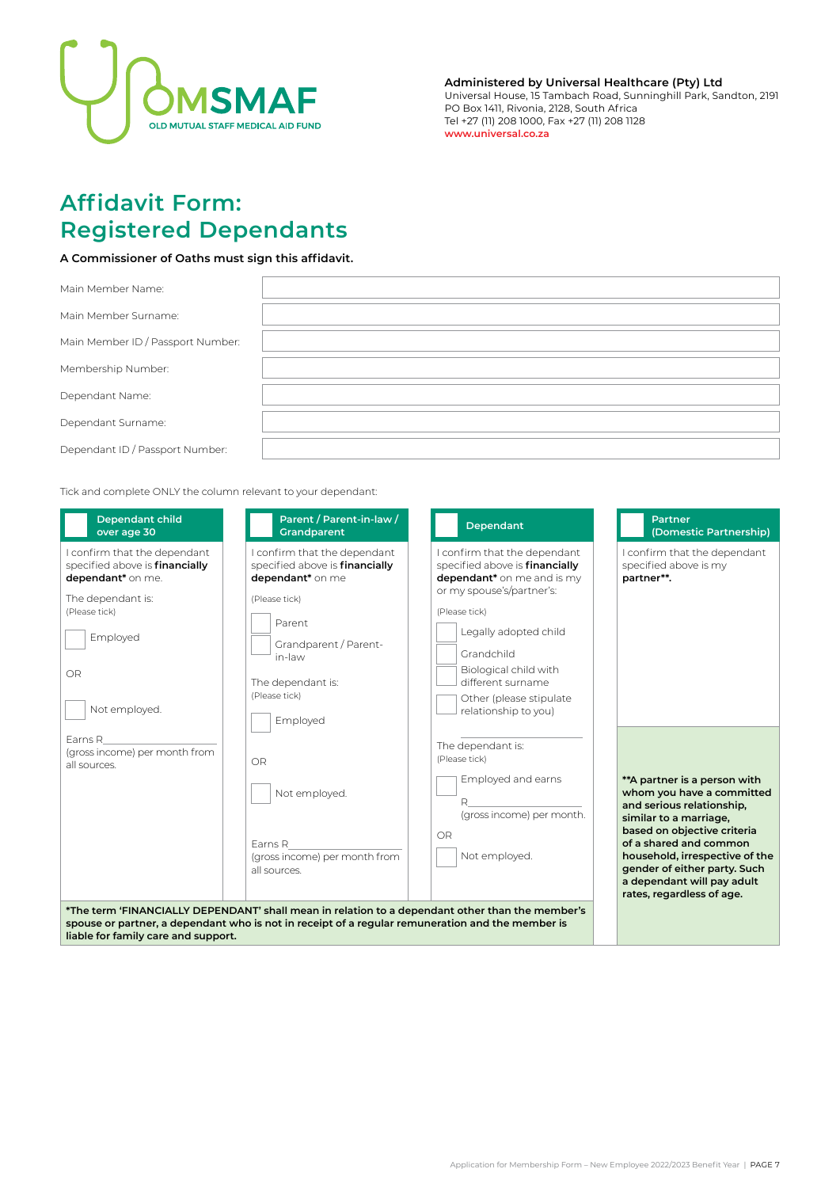OMSMAF
OLD MUTUAL STAFF MEDICAL AID FUND

**Administered by Universal Healthcare (Pty) Ltd**
Universal House, 15 Tambach Road, Sunninghill Park, Sandton, 2191
PO Box 1411, Rivonia, 2128, South Africa
Tel +27 (11) 208 1000, Fax +27 (11) 208 1128
www.universal.co.za

# Affidavit Form: Registered Dependants

**A Commissioner of Oaths must sign this affidavit.**

| | |
|---|---|
| Main Member Name: | |
| Main Member Surname: | |
| Main Member ID / Passport Number: | |
| Membership Number: | |
| Dependant Name: | |
| Dependant Surname: | |
| Dependant ID / Passport Number: | |

Tick and complete ONLY the column relevant to your dependant:

| ☐ Dependant child over age 30 | ☐ Parent / Parent-in-law / Grandparent | ☐ Dependant | ☐ Partner (Domestic Partnership) |
|---|---|---|---|
| I confirm that the dependant specified above is **financially dependant*** on me.<br><br>The dependant is:<br>(Please tick)<br><br>☐ Employed<br><br>OR<br><br>☐ Not employed.<br><br>Earns R__________________ (gross income) per month from all sources. | I confirm that the dependant specified above is **financially dependant*** on me<br><br>(Please tick)<br><br>☐ Parent<br>☐ Grandparent / Parent-in-law<br><br>The dependant is:<br>(Please tick)<br><br>☐ Employed<br><br>OR<br><br>☐ Not employed.<br><br>Earns R__________________ (gross income) per month from all sources. | I confirm that the dependant specified above is **financially dependant*** on me and is my or my spouse's/partner's:<br><br>(Please tick)<br><br>☐ Legally adopted child<br>☐ Grandchild<br>☐ Biological child with different surname<br>☐ Other (please stipulate relationship to you)<br>__________________<br><br>The dependant is:<br>(Please tick)<br><br>☐ Employed and earns R__________________ (gross income) per month.<br><br>OR<br><br>☐ Not employed. | I confirm that the dependant specified above is my **partner****.<br><br>****A partner is a person with whom you have a committed and serious relationship, similar to a marriage, based on objective criteria of a shared and common household, irrespective of the gender of either party. Such a dependant will pay adult rates, regardless of age.** |

***The term 'FINANCIALLY DEPENDANT' shall mean in relation to a dependant other than the member's spouse or partner, a dependant who is not in receipt of a regular remuneration and the member is liable for family care and support.**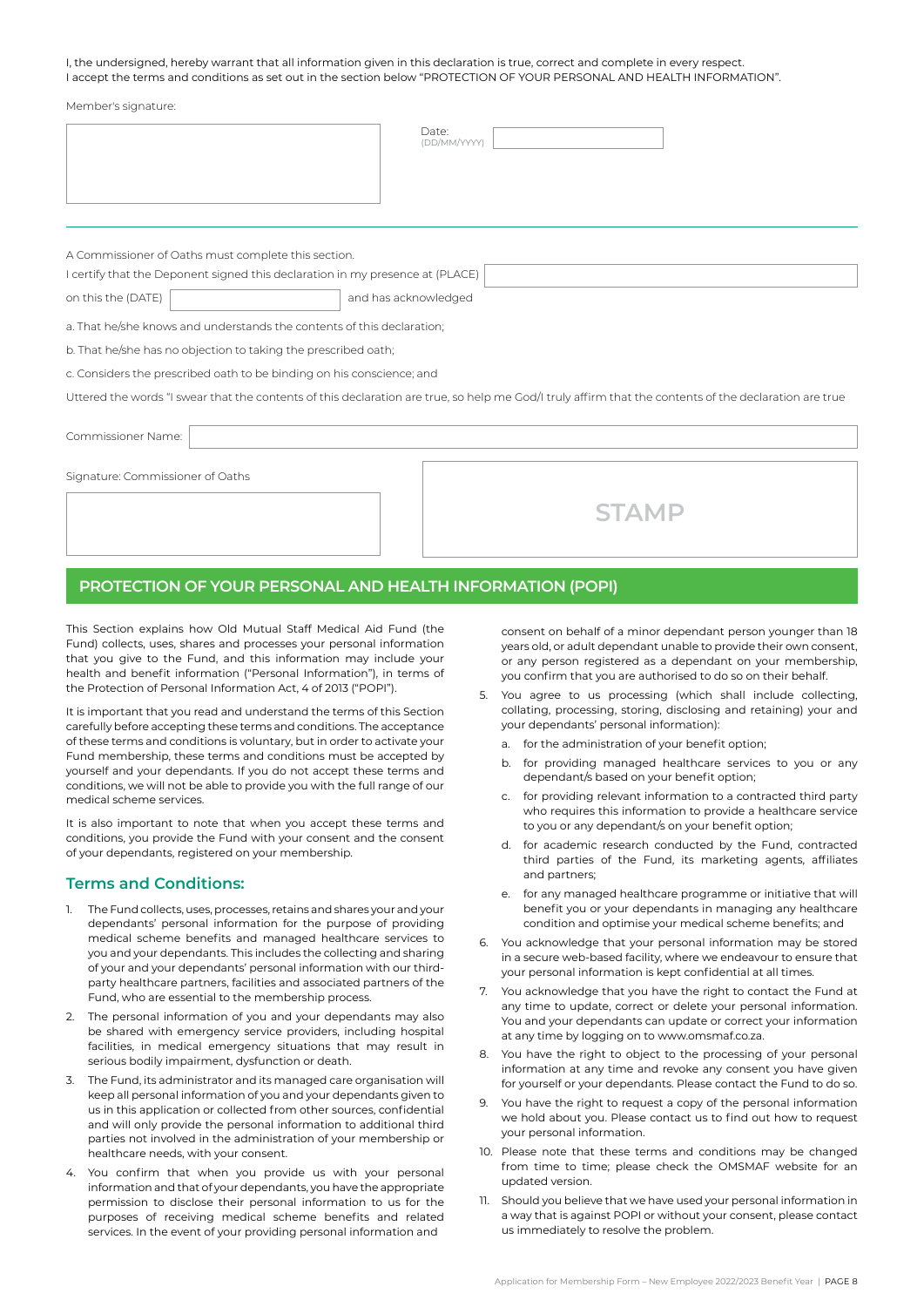I, the undersigned, hereby warrant that all information given in this declaration is true, correct and complete in every respect.
I accept the terms and conditions as set out in the section below "PROTECTION OF YOUR PERSONAL AND HEALTH INFORMATION".

Member's signature:

Date: (DD/MM/YYYY)

---

A Commissioner of Oaths must complete this section.

I certify that the Deponent signed this declaration in my presence at (PLACE)

on this the (DATE) and has acknowledged

a. That he/she knows and understands the contents of this declaration;

b. That he/she has no objection to taking the prescribed oath;

c. Considers the prescribed oath to be binding on his conscience; and

Uttered the words "I swear that the contents of this declaration are true, so help me God/I truly affirm that the contents of the declaration are true

Commissioner Name:

Signature: Commissioner of Oaths

STAMP

## PROTECTION OF YOUR PERSONAL AND HEALTH INFORMATION (POPI)

This Section explains how Old Mutual Staff Medical Aid Fund (the Fund) collects, uses, shares and processes your personal information that you give to the Fund, and this information may include your health and benefit information ("Personal Information"), in terms of the Protection of Personal Information Act, 4 of 2013 ("POPI").

It is important that you read and understand the terms of this Section carefully before accepting these terms and conditions. The acceptance of these terms and conditions is voluntary, but in order to activate your Fund membership, these terms and conditions must be accepted by yourself and your dependants. If you do not accept these terms and conditions, we will not be able to provide you with the full range of our medical scheme services.

It is also important to note that when you accept these terms and conditions, you provide the Fund with your consent and the consent of your dependants, registered on your membership.

### Terms and Conditions:

1. The Fund collects, uses, processes, retains and shares your and your dependants' personal information for the purpose of providing medical scheme benefits and managed healthcare services to you and your dependants. This includes the collecting and sharing of your and your dependants' personal information with our third-party healthcare partners, facilities and associated partners of the Fund, who are essential to the membership process.
2. The personal information of you and your dependants may also be shared with emergency service providers, including hospital facilities, in medical emergency situations that may result in serious bodily impairment, dysfunction or death.
3. The Fund, its administrator and its managed care organisation will keep all personal information of you and your dependants given to us in this application or collected from other sources, confidential and will only provide the personal information to additional third parties not involved in the administration of your membership or healthcare needs, with your consent.
4. You confirm that when you provide us with your personal information and that of your dependants, you have the appropriate permission to disclose their personal information to us for the purposes of receiving medical scheme benefits and related services. In the event of your providing personal information and consent on behalf of a minor dependant person younger than 18 years old, or adult dependant unable to provide their own consent, or any person registered as a dependant on your membership, you confirm that you are authorised to do so on their behalf.
5. You agree to us processing (which shall include collecting, collating, processing, storing, disclosing and retaining) your and your dependants' personal information):
   a. for the administration of your benefit option;
   b. for providing managed healthcare services to you or any dependant/s based on your benefit option;
   c. for providing relevant information to a contracted third party who requires this information to provide a healthcare service to you or any dependant/s on your benefit option;
   d. for academic research conducted by the Fund, contracted third parties of the Fund, its marketing agents, affiliates and partners;
   e. for any managed healthcare programme or initiative that will benefit you or your dependants in managing any healthcare condition and optimise your medical scheme benefits; and
6. You acknowledge that your personal information may be stored in a secure web-based facility, where we endeavour to ensure that your personal information is kept confidential at all times.
7. You acknowledge that you have the right to contact the Fund at any time to update, correct or delete your personal information. You and your dependants can update or correct your information at any time by logging on to www.omsmaf.co.za.
8. You have the right to object to the processing of your personal information at any time and revoke any consent you have given for yourself or your dependants. Please contact the Fund to do so.
9. You have the right to request a copy of the personal information we hold about you. Please contact us to find out how to request your personal information.
10. Please note that these terms and conditions may be changed from time to time; please check the OMSMAF website for an updated version.
11. Should you believe that we have used your personal information in a way that is against POPI or without your consent, please contact us immediately to resolve the problem.